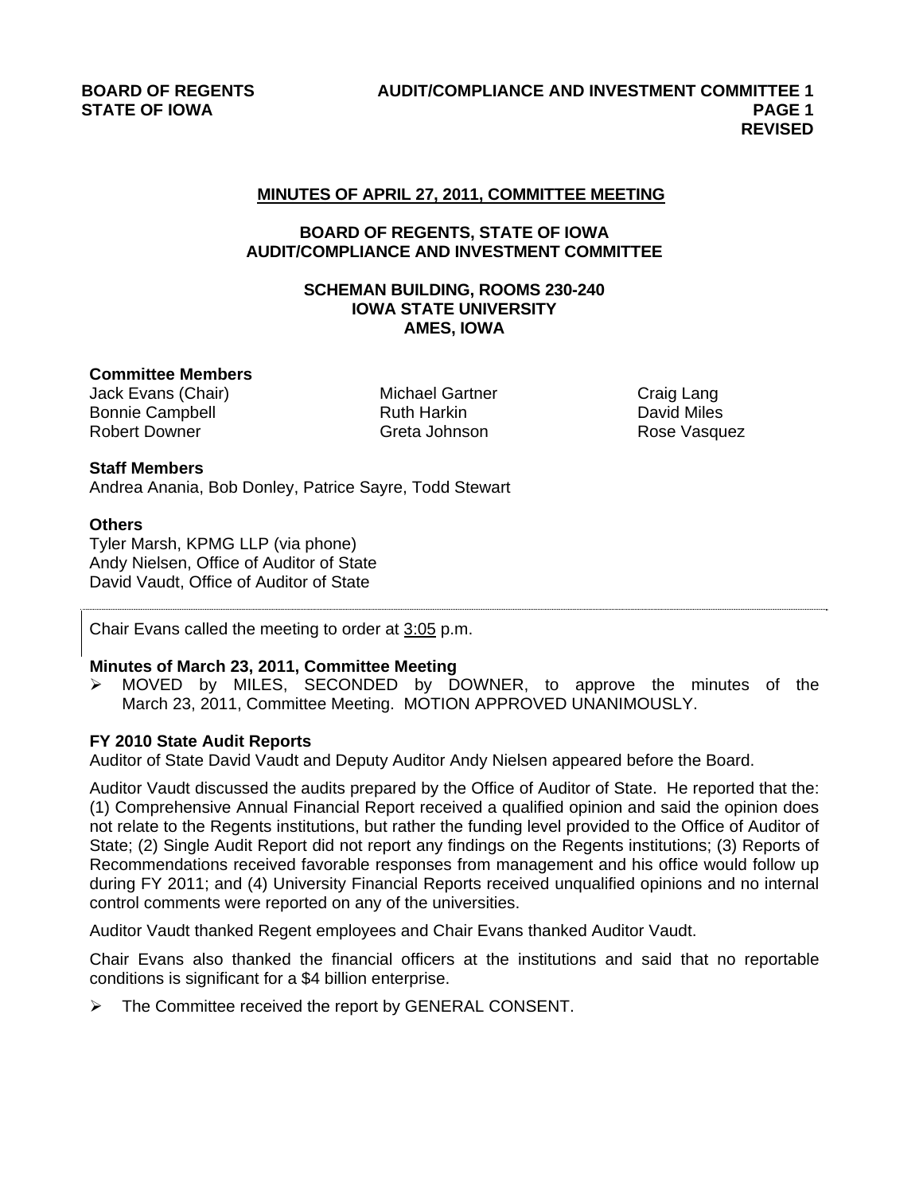**BOARD OF REGENTS**
**STATE OF IOWA**

**AUDIT/COMPLIANCE AND INVESTMENT COMMITTEE 1**
**PAGE 1**
**REVISED**

## MINUTES OF APRIL 27, 2011, COMMITTEE MEETING

### BOARD OF REGENTS, STATE OF IOWA AUDIT/COMPLIANCE AND INVESTMENT COMMITTEE

**SCHEMAN BUILDING, ROOMS 230-240**
**IOWA STATE UNIVERSITY**
**AMES, IOWA**

**Committee Members**

Jack Evans (Chair)
Bonnie Campbell
Robert Downer
Michael Gartner
Ruth Harkin
Greta Johnson
Craig Lang
David Miles
Rose Vasquez

**Staff Members**

Andrea Anania, Bob Donley, Patrice Sayre, Todd Stewart

**Others**

Tyler Marsh, KPMG LLP (via phone)
Andy Nielsen, Office of Auditor of State
David Vaudt, Office of Auditor of State

Chair Evans called the meeting to order at 3:05 p.m.

**Minutes of March 23, 2011, Committee Meeting**

- MOVED by MILES, SECONDED by DOWNER, to approve the minutes of the March 23, 2011, Committee Meeting. MOTION APPROVED UNANIMOUSLY.

**FY 2010 State Audit Reports**

Auditor of State David Vaudt and Deputy Auditor Andy Nielsen appeared before the Board.

Auditor Vaudt discussed the audits prepared by the Office of Auditor of State. He reported that the: (1) Comprehensive Annual Financial Report received a qualified opinion and said the opinion does not relate to the Regents institutions, but rather the funding level provided to the Office of Auditor of State; (2) Single Audit Report did not report any findings on the Regents institutions; (3) Reports of Recommendations received favorable responses from management and his office would follow up during FY 2011; and (4) University Financial Reports received unqualified opinions and no internal control comments were reported on any of the universities.

Auditor Vaudt thanked Regent employees and Chair Evans thanked Auditor Vaudt.

Chair Evans also thanked the financial officers at the institutions and said that no reportable conditions is significant for a $4 billion enterprise.

- The Committee received the report by GENERAL CONSENT.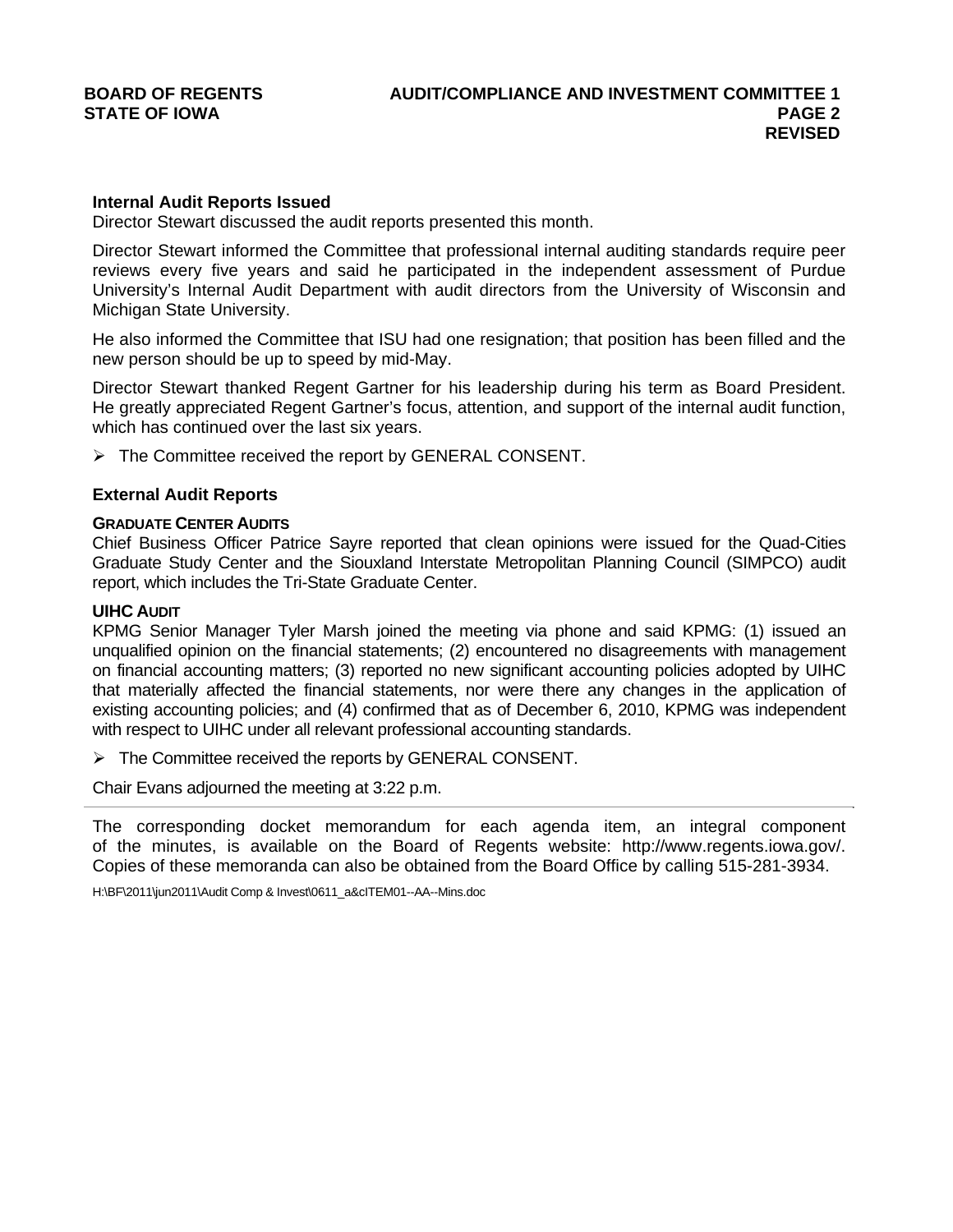## Internal Audit Reports Issued

Director Stewart discussed the audit reports presented this month.

Director Stewart informed the Committee that professional internal auditing standards require peer reviews every five years and said he participated in the independent assessment of Purdue University's Internal Audit Department with audit directors from the University of Wisconsin and Michigan State University.

He also informed the Committee that ISU had one resignation; that position has been filled and the new person should be up to speed by mid-May.

Director Stewart thanked Regent Gartner for his leadership during his term as Board President. He greatly appreciated Regent Gartner's focus, attention, and support of the internal audit function, which has continued over the last six years.

- The Committee received the report by GENERAL CONSENT.

## External Audit Reports

### GRADUATE CENTER AUDITS

Chief Business Officer Patrice Sayre reported that clean opinions were issued for the Quad-Cities Graduate Study Center and the Siouxland Interstate Metropolitan Planning Council (SIMPCO) audit report, which includes the Tri-State Graduate Center.

### UIHC AUDIT

KPMG Senior Manager Tyler Marsh joined the meeting via phone and said KPMG: (1) issued an unqualified opinion on the financial statements; (2) encountered no disagreements with management on financial accounting matters; (3) reported no new significant accounting policies adopted by UIHC that materially affected the financial statements, nor were there any changes in the application of existing accounting policies; and (4) confirmed that as of December 6, 2010, KPMG was independent with respect to UIHC under all relevant professional accounting standards.

- The Committee received the reports by GENERAL CONSENT.

Chair Evans adjourned the meeting at 3:22 p.m.

---

The corresponding docket memorandum for each agenda item, an integral component of the minutes, is available on the Board of Regents website: http://www.regents.iowa.gov/. Copies of these memoranda can also be obtained from the Board Office by calling 515-281-3934.

H:\BF\2011\jun2011\Audit Comp & Invest\0611_a&cITEM01--AA--Mins.doc